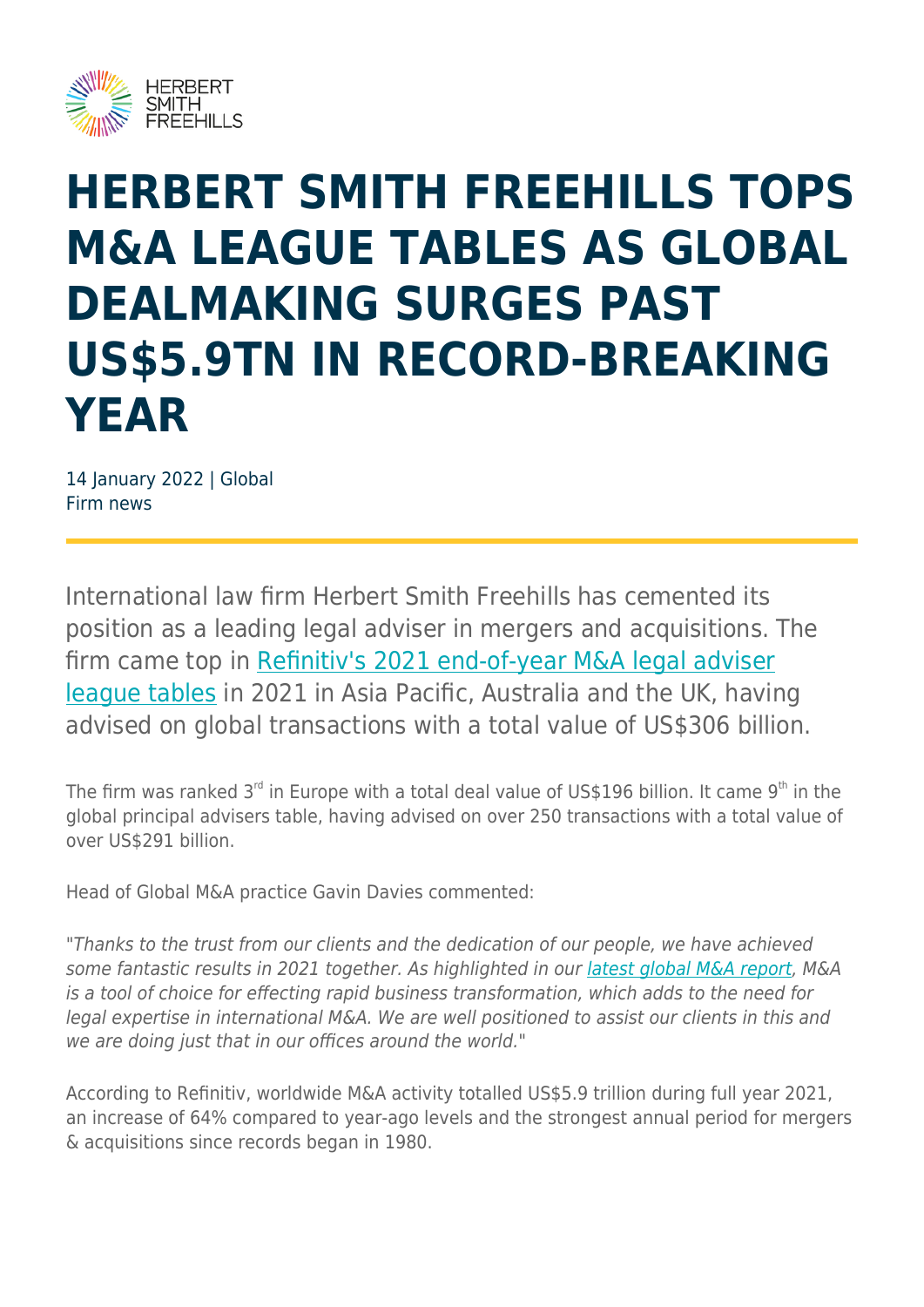# HERBERT SMITH FREEHILLS TOPS M&A LEAGUE TABLES AS GLOBAL DEALMAKING SURGES PAST US$5.9TN IN RECORD-BREAKING YEAR

14 January 2022 | Global
Firm news

International law firm Herbert Smith Freehills has cemented its position as a leading legal adviser in mergers and acquisitions. The firm came top in Refinitiv's 2021 end-of-year M&A legal adviser league tables in 2021 in Asia Pacific, Australia and the UK, having advised on global transactions with a total value of US$306 billion.

The firm was ranked 3rd in Europe with a total deal value of US$196 billion. It came 9th in the global principal advisers table, having advised on over 250 transactions with a total value of over US$291 billion.

Head of Global M&A practice Gavin Davies commented:

"*Thanks to the trust from our clients and the dedication of our people, we have achieved some fantastic results in 2021 together. As highlighted in our latest global M&A report, M&A is a tool of choice for effecting rapid business transformation, which adds to the need for legal expertise in international M&A. We are well positioned to assist our clients in this and we are doing just that in our offices around the world.*"

According to Refinitiv, worldwide M&A activity totalled US$5.9 trillion during full year 2021, an increase of 64% compared to year-ago levels and the strongest annual period for mergers & acquisitions since records began in 1980.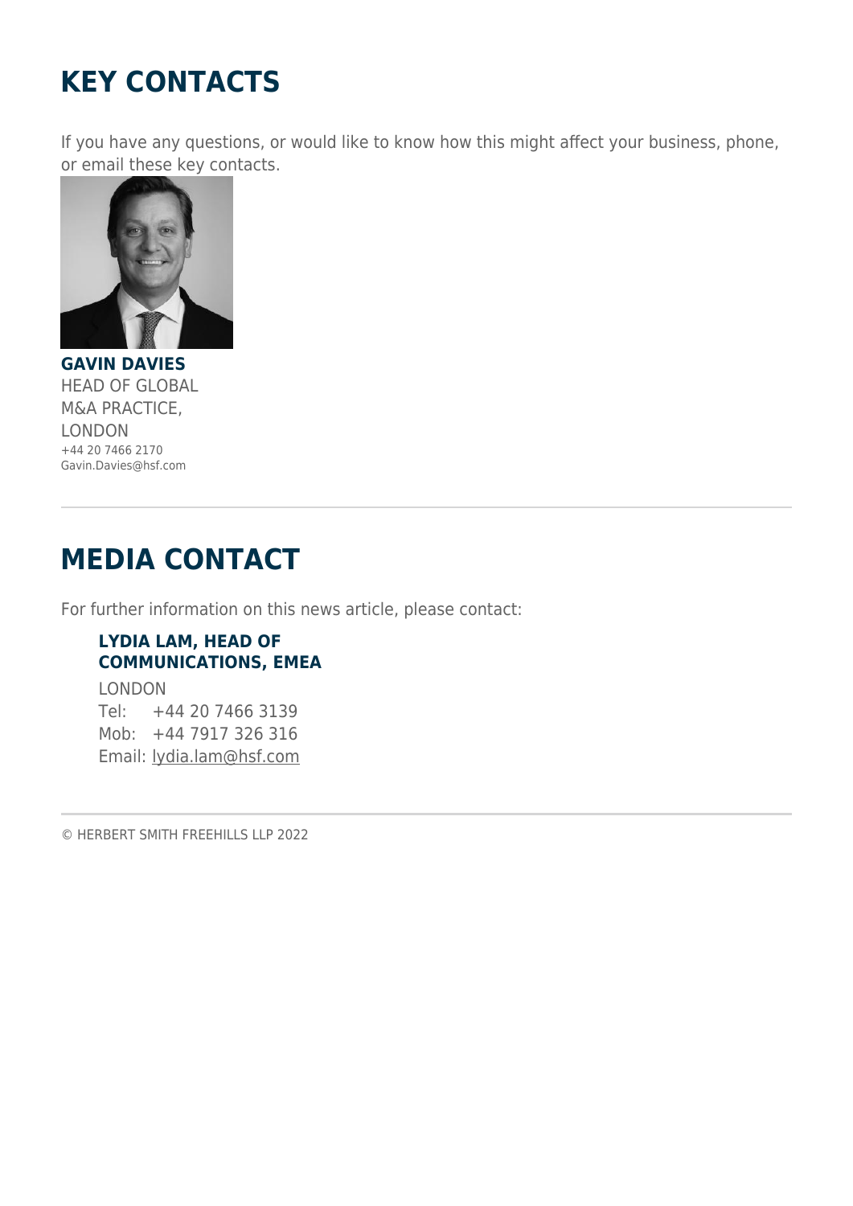# KEY CONTACTS

If you have any questions, or would like to know how this might affect your business, phone, or email these key contacts.

**GAVIN DAVIES**
HEAD OF GLOBAL M&A PRACTICE, LONDON
+44 20 7466 2170
Gavin.Davies@hsf.com

# MEDIA CONTACT

For further information on this news article, please contact:

**LYDIA LAM, HEAD OF COMMUNICATIONS, EMEA**

LONDON
Tel: +44 20 7466 3139
Mob: +44 7917 326 316
Email: lydia.lam@hsf.com

© HERBERT SMITH FREEHILLS LLP 2022